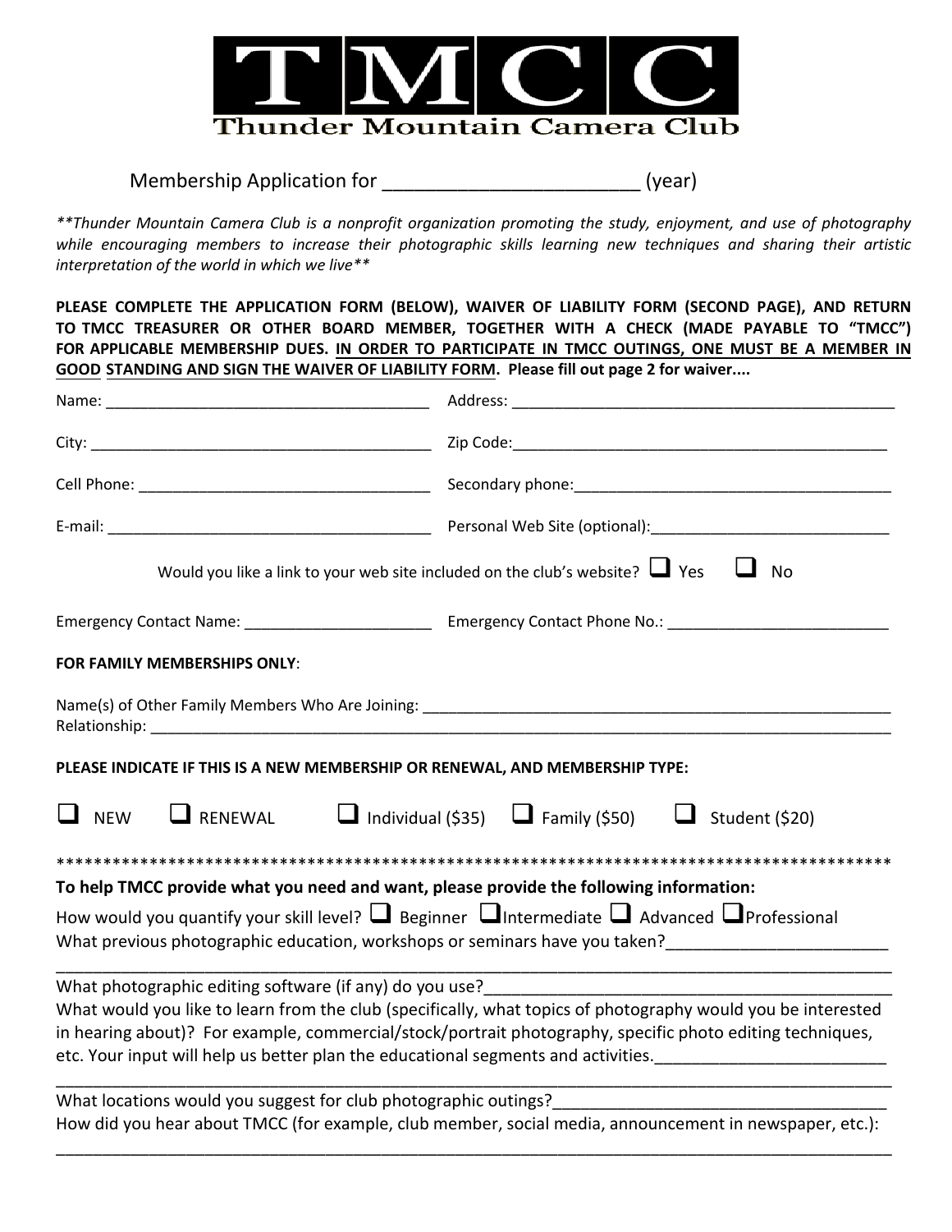# TMCC

## Thunder Mountain Camera Club

Membership Application for ________________________ (year)

***Thunder Mountain Camera Club is a nonprofit organization promoting the study, enjoyment, and use of photography while encouraging members to increase their photographic skills learning new techniques and sharing their artistic interpretation of the world in which we live***

**PLEASE COMPLETE THE APPLICATION FORM (BELOW), WAIVER OF LIABILITY FORM (SECOND PAGE), AND RETURN TO TMCC TREASURER OR OTHER BOARD MEMBER, TOGETHER WITH A CHECK (MADE PAYABLE TO "TMCC") FOR APPLICABLE MEMBERSHIP DUES. <u>IN ORDER TO PARTICIPATE IN TMCC OUTINGS, ONE MUST BE A MEMBER IN GOOD STANDING AND SIGN THE WAIVER OF LIABILITY FORM</u>. Please fill out page 2 for waiver....**

Name: ______________________________________ Address: ______________________________________________

City: ________________________________________ Zip Code: _____________________________________________

Cell Phone: __________________________________ Secondary phone: _____________________________________

E-mail: ______________________________________ Personal Web Site (optional): ____________________________

Would you like a link to your web site included on the club's website? ☐ Yes ☐ No

Emergency Contact Name: ______________________ Emergency Contact Phone No.: __________________________

**FOR FAMILY MEMBERSHIPS ONLY**:

Name(s) of Other Family Members Who Are Joining: ______________________________________________________
Relationship: ___________________________________________________________________________________

**PLEASE INDICATE IF THIS IS A NEW MEMBERSHIP OR RENEWAL, AND MEMBERSHIP TYPE:**

☐ NEW ☐ RENEWAL ☐ Individual ($35) ☐ Family ($50) ☐ Student ($20)

*******************************************************************************************

**To help TMCC provide what you need and want, please provide the following information:**

How would you quantify your skill level? ☐ Beginner ☐ Intermediate ☐ Advanced ☐ Professional

What previous photographic education, workshops or seminars have you taken? ________________________
_____________________________________________________________________________________________

What photographic editing software (if any) do you use? _____________________________________________

What would you like to learn from the club (specifically, what topics of photography would you be interested in hearing about)? For example, commercial/stock/portrait photography, specific photo editing techniques, etc. Your input will help us better plan the educational segments and activities. _________________________
_____________________________________________________________________________________________

What locations would you suggest for club photographic outings? ___________________________________

How did you hear about TMCC (for example, club member, social media, announcement in newspaper, etc.):
_____________________________________________________________________________________________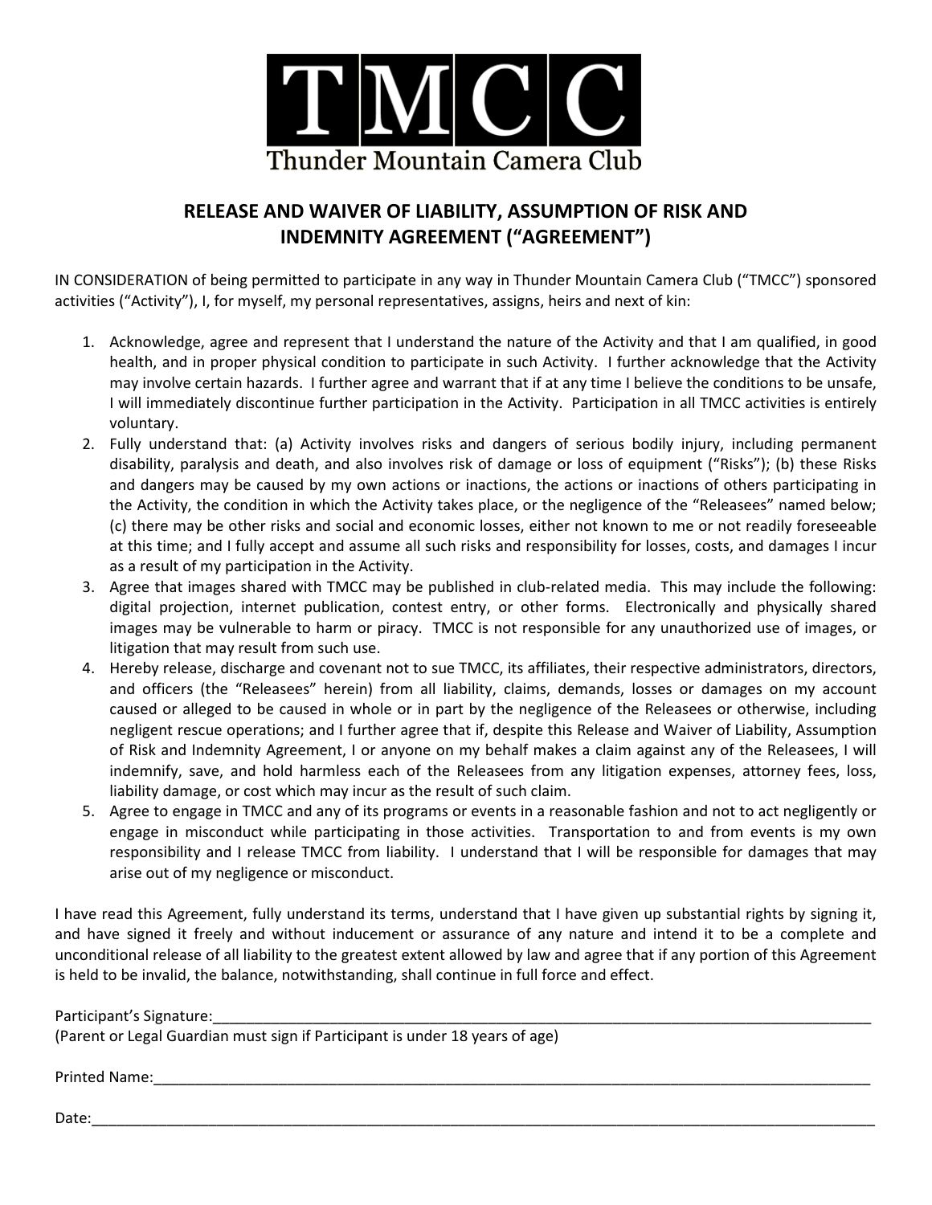# TMCC

Thunder Mountain Camera Club

## RELEASE AND WAIVER OF LIABILITY, ASSUMPTION OF RISK AND INDEMNITY AGREEMENT ("AGREEMENT")

IN CONSIDERATION of being permitted to participate in any way in Thunder Mountain Camera Club ("TMCC") sponsored activities ("Activity"), I, for myself, my personal representatives, assigns, heirs and next of kin:

1. Acknowledge, agree and represent that I understand the nature of the Activity and that I am qualified, in good health, and in proper physical condition to participate in such Activity. I further acknowledge that the Activity may involve certain hazards. I further agree and warrant that if at any time I believe the conditions to be unsafe, I will immediately discontinue further participation in the Activity. Participation in all TMCC activities is entirely voluntary.
2. Fully understand that: (a) Activity involves risks and dangers of serious bodily injury, including permanent disability, paralysis and death, and also involves risk of damage or loss of equipment ("Risks"); (b) these Risks and dangers may be caused by my own actions or inactions, the actions or inactions of others participating in the Activity, the condition in which the Activity takes place, or the negligence of the "Releasees" named below; (c) there may be other risks and social and economic losses, either not known to me or not readily foreseeable at this time; and I fully accept and assume all such risks and responsibility for losses, costs, and damages I incur as a result of my participation in the Activity.
3. Agree that images shared with TMCC may be published in club-related media. This may include the following: digital projection, internet publication, contest entry, or other forms. Electronically and physically shared images may be vulnerable to harm or piracy. TMCC is not responsible for any unauthorized use of images, or litigation that may result from such use.
4. Hereby release, discharge and covenant not to sue TMCC, its affiliates, their respective administrators, directors, and officers (the "Releasees" herein) from all liability, claims, demands, losses or damages on my account caused or alleged to be caused in whole or in part by the negligence of the Releasees or otherwise, including negligent rescue operations; and I further agree that if, despite this Release and Waiver of Liability, Assumption of Risk and Indemnity Agreement, I or anyone on my behalf makes a claim against any of the Releasees, I will indemnify, save, and hold harmless each of the Releasees from any litigation expenses, attorney fees, loss, liability damage, or cost which may incur as the result of such claim.
5. Agree to engage in TMCC and any of its programs or events in a reasonable fashion and not to act negligently or engage in misconduct while participating in those activities. Transportation to and from events is my own responsibility and I release TMCC from liability. I understand that I will be responsible for damages that may arise out of my negligence or misconduct.

I have read this Agreement, fully understand its terms, understand that I have given up substantial rights by signing it, and have signed it freely and without inducement or assurance of any nature and intend it to be a complete and unconditional release of all liability to the greatest extent allowed by law and agree that if any portion of this Agreement is held to be invalid, the balance, notwithstanding, shall continue in full force and effect.

Participant's Signature:\_\_\_\_\_\_\_\_\_\_\_\_\_\_\_\_\_\_\_\_\_\_\_\_\_\_\_\_\_\_\_\_\_\_\_\_\_\_\_\_
(Parent or Legal Guardian must sign if Participant is under 18 years of age)

Printed Name:\_\_\_\_\_\_\_\_\_\_\_\_\_\_\_\_\_\_\_\_\_\_\_\_\_\_\_\_\_\_\_\_\_\_\_\_\_\_\_\_

Date:\_\_\_\_\_\_\_\_\_\_\_\_\_\_\_\_\_\_\_\_\_\_\_\_\_\_\_\_\_\_\_\_\_\_\_\_\_\_\_\_